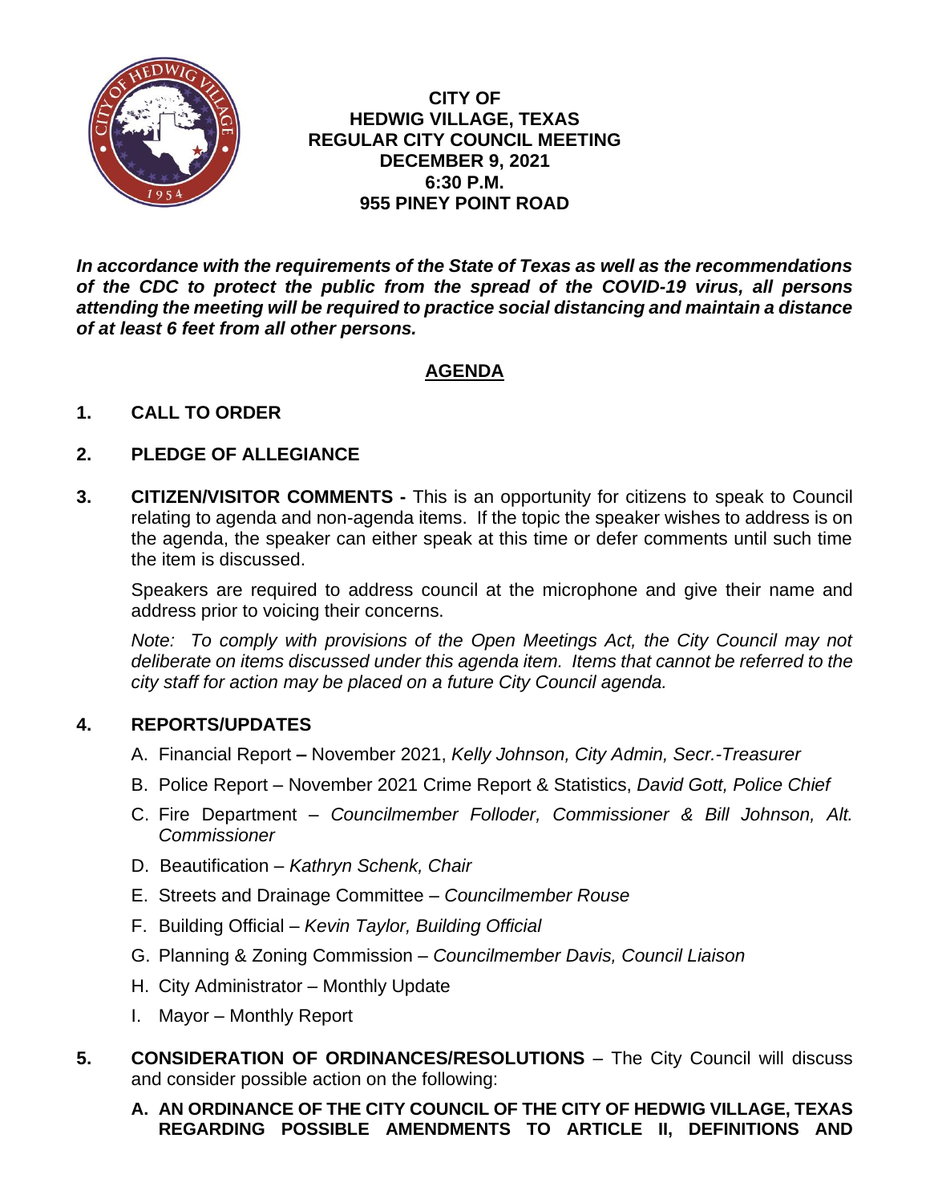**CITY OF**
**HEDWIG VILLAGE, TEXAS**
**REGULAR CITY COUNCIL MEETING**
**DECEMBER 9, 2021**
**6:30 P.M.**
**955 PINEY POINT ROAD**

***In accordance with the requirements of the State of Texas as well as the recommendations of the CDC to protect the public from the spread of the COVID-19 virus, all persons attending the meeting will be required to practice social distancing and maintain a distance of at least 6 feet from all other persons.***

## AGENDA

**1. CALL TO ORDER**

**2. PLEDGE OF ALLEGIANCE**

**3. CITIZEN/VISITOR COMMENTS -** This is an opportunity for citizens to speak to Council relating to agenda and non-agenda items. If the topic the speaker wishes to address is on the agenda, the speaker can either speak at this time or defer comments until such time the item is discussed.

Speakers are required to address council at the microphone and give their name and address prior to voicing their concerns.

*Note: To comply with provisions of the Open Meetings Act, the City Council may not deliberate on items discussed under this agenda item. Items that cannot be referred to the city staff for action may be placed on a future City Council agenda.*

**4. REPORTS/UPDATES**

A. Financial Report **–** November 2021, *Kelly Johnson, City Admin, Secr.-Treasurer*

B. Police Report – November 2021 Crime Report & Statistics, *David Gott, Police Chief*

C. Fire Department – *Councilmember Folloder, Commissioner & Bill Johnson, Alt. Commissioner*

D. Beautification – *Kathryn Schenk, Chair*

E. Streets and Drainage Committee – *Councilmember Rouse*

F. Building Official – *Kevin Taylor, Building Official*

G. Planning & Zoning Commission – *Councilmember Davis, Council Liaison*

H. City Administrator – Monthly Update

I. Mayor – Monthly Report

**5. CONSIDERATION OF ORDINANCES/RESOLUTIONS** – The City Council will discuss and consider possible action on the following:

**A. AN ORDINANCE OF THE CITY COUNCIL OF THE CITY OF HEDWIG VILLAGE, TEXAS REGARDING POSSIBLE AMENDMENTS TO ARTICLE II, DEFINITIONS AND**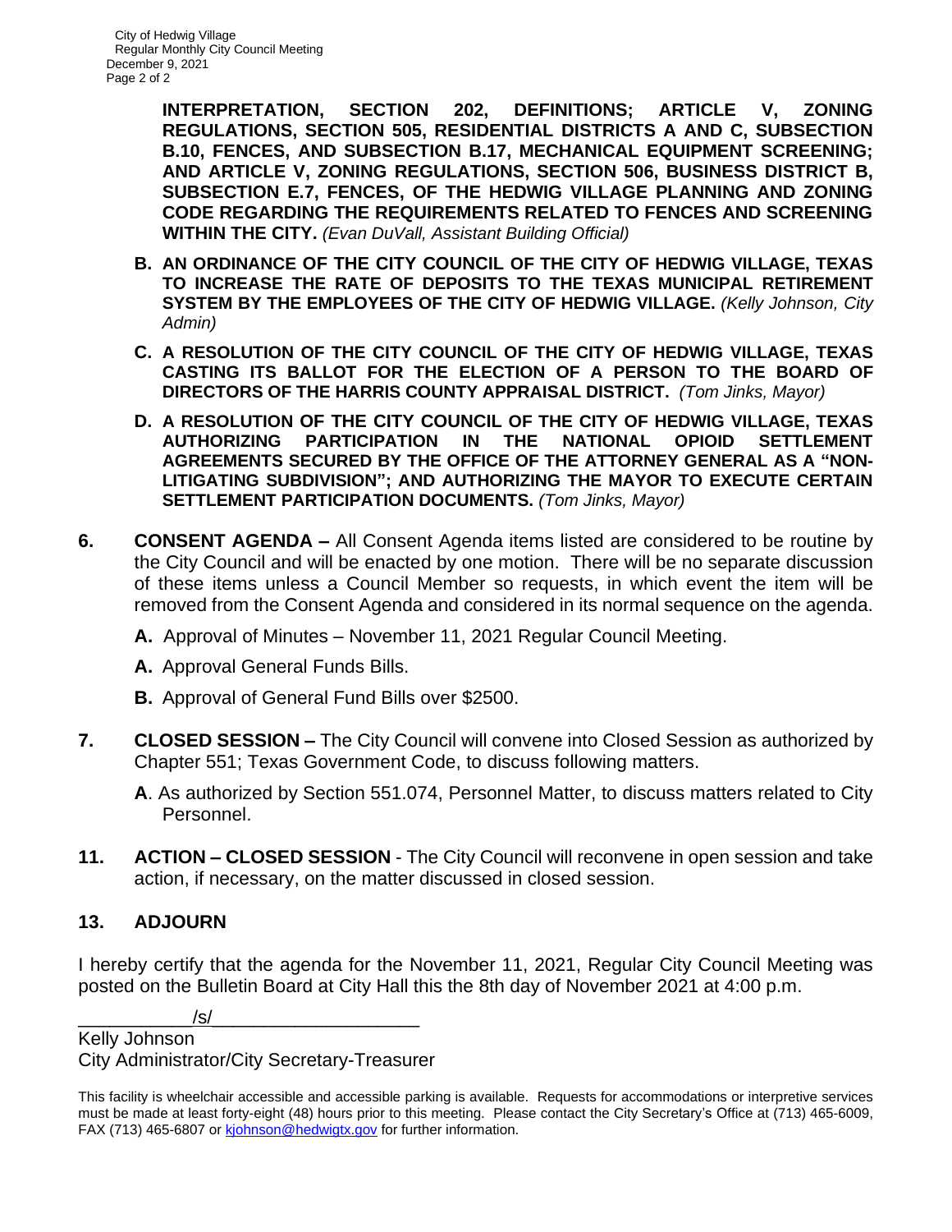**INTERPRETATION, SECTION 202, DEFINITIONS; ARTICLE V, ZONING REGULATIONS, SECTION 505, RESIDENTIAL DISTRICTS A AND C, SUBSECTION B.10, FENCES, AND SUBSECTION B.17, MECHANICAL EQUIPMENT SCREENING; AND ARTICLE V, ZONING REGULATIONS, SECTION 506, BUSINESS DISTRICT B, SUBSECTION E.7, FENCES, OF THE HEDWIG VILLAGE PLANNING AND ZONING CODE REGARDING THE REQUIREMENTS RELATED TO FENCES AND SCREENING WITHIN THE CITY.** *(Evan DuVall, Assistant Building Official)*

**B. AN ORDINANCE OF THE CITY COUNCIL OF THE CITY OF HEDWIG VILLAGE, TEXAS TO INCREASE THE RATE OF DEPOSITS TO THE TEXAS MUNICIPAL RETIREMENT SYSTEM BY THE EMPLOYEES OF THE CITY OF HEDWIG VILLAGE.** *(Kelly Johnson, City Admin)*

**C. A RESOLUTION OF THE CITY COUNCIL OF THE CITY OF HEDWIG VILLAGE, TEXAS CASTING ITS BALLOT FOR THE ELECTION OF A PERSON TO THE BOARD OF DIRECTORS OF THE HARRIS COUNTY APPRAISAL DISTRICT.** *(Tom Jinks, Mayor)*

**D. A RESOLUTION OF THE CITY COUNCIL OF THE CITY OF HEDWIG VILLAGE, TEXAS AUTHORIZING PARTICIPATION IN THE NATIONAL OPIOID SETTLEMENT AGREEMENTS SECURED BY THE OFFICE OF THE ATTORNEY GENERAL AS A "NON-LITIGATING SUBDIVISION"; AND AUTHORIZING THE MAYOR TO EXECUTE CERTAIN SETTLEMENT PARTICIPATION DOCUMENTS.** *(Tom Jinks, Mayor)*

**6. CONSENT AGENDA –** All Consent Agenda items listed are considered to be routine by the City Council and will be enacted by one motion. There will be no separate discussion of these items unless a Council Member so requests, in which event the item will be removed from the Consent Agenda and considered in its normal sequence on the agenda.

**A.** Approval of Minutes – November 11, 2021 Regular Council Meeting.

**A.** Approval General Funds Bills.

**B.** Approval of General Fund Bills over $2500.

**7. CLOSED SESSION –** The City Council will convene into Closed Session as authorized by Chapter 551; Texas Government Code, to discuss following matters.

**A**. As authorized by Section 551.074, Personnel Matter, to discuss matters related to City Personnel.

**11. ACTION – CLOSED SESSION** - The City Council will reconvene in open session and take action, if necessary, on the matter discussed in closed session.

**13. ADJOURN**

I hereby certify that the agenda for the November 11, 2021, Regular City Council Meeting was posted on the Bulletin Board at City Hall this the 8th day of November 2021 at 4:00 p.m.

__________/s/___________________

Kelly Johnson
City Administrator/City Secretary-Treasurer

This facility is wheelchair accessible and accessible parking is available. Requests for accommodations or interpretive services must be made at least forty-eight (48) hours prior to this meeting. Please contact the City Secretary's Office at (713) 465-6009, FAX (713) 465-6807 or kjohnson@hedwigtx.gov for further information.